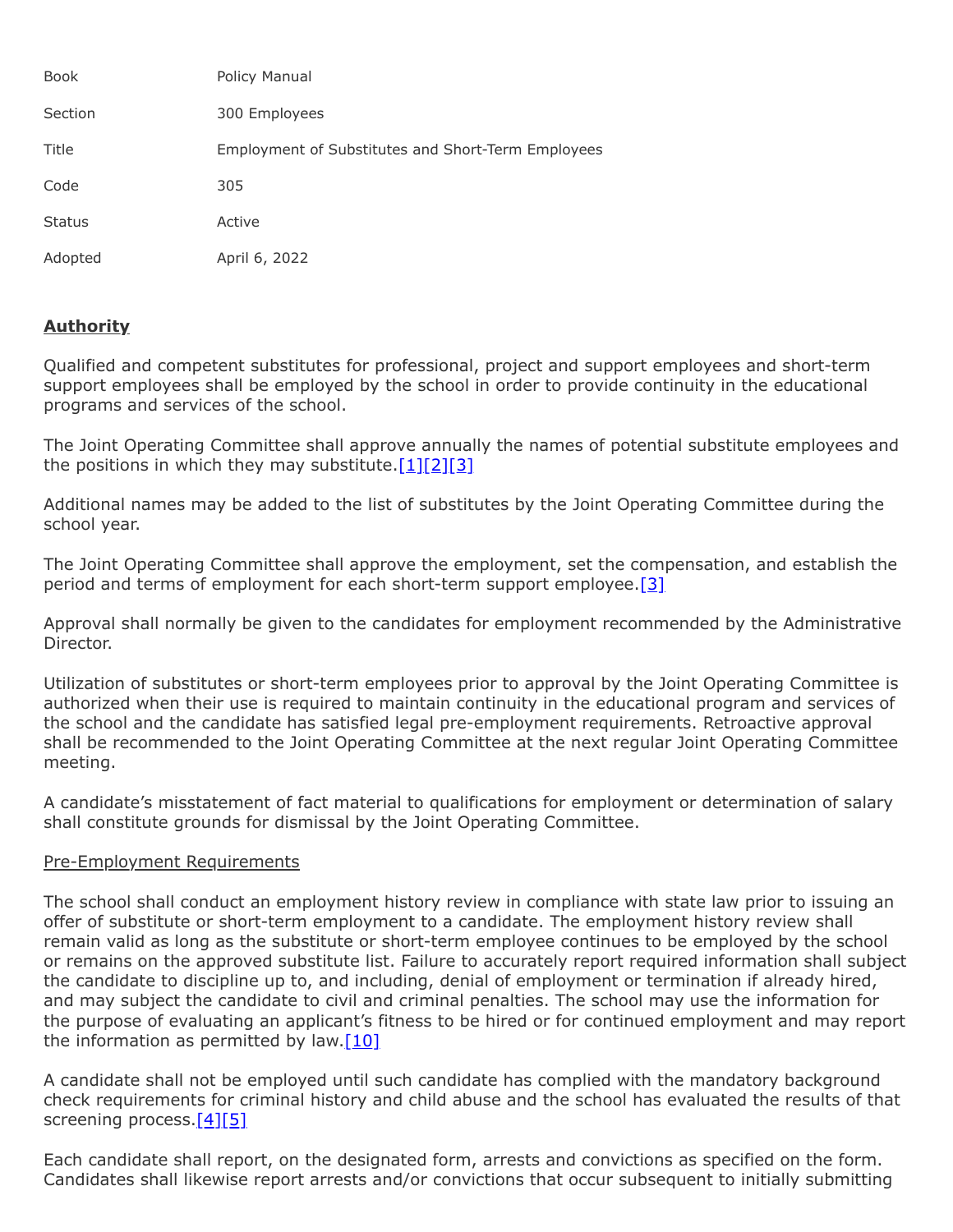| | |
|---|---|
| Book | Policy Manual |
| Section | 300 Employees |
| Title | Employment of Substitutes and Short-Term Employees |
| Code | 305 |
| Status | Active |
| Adopted | April 6, 2022 |

## **Authority**

Qualified and competent substitutes for professional, project and support employees and short-term support employees shall be employed by the school in order to provide continuity in the educational programs and services of the school.

The Joint Operating Committee shall approve annually the names of potential substitute employees and the positions in which they may substitute.[1][2][3]

Additional names may be added to the list of substitutes by the Joint Operating Committee during the school year.

The Joint Operating Committee shall approve the employment, set the compensation, and establish the period and terms of employment for each short-term support employee.[3]

Approval shall normally be given to the candidates for employment recommended by the Administrative Director.

Utilization of substitutes or short-term employees prior to approval by the Joint Operating Committee is authorized when their use is required to maintain continuity in the educational program and services of the school and the candidate has satisfied legal pre-employment requirements. Retroactive approval shall be recommended to the Joint Operating Committee at the next regular Joint Operating Committee meeting.

A candidate's misstatement of fact material to qualifications for employment or determination of salary shall constitute grounds for dismissal by the Joint Operating Committee.

### Pre-Employment Requirements

The school shall conduct an employment history review in compliance with state law prior to issuing an offer of substitute or short-term employment to a candidate. The employment history review shall remain valid as long as the substitute or short-term employee continues to be employed by the school or remains on the approved substitute list. Failure to accurately report required information shall subject the candidate to discipline up to, and including, denial of employment or termination if already hired, and may subject the candidate to civil and criminal penalties. The school may use the information for the purpose of evaluating an applicant's fitness to be hired or for continued employment and may report the information as permitted by law.[10]

A candidate shall not be employed until such candidate has complied with the mandatory background check requirements for criminal history and child abuse and the school has evaluated the results of that screening process.[4][5]

Each candidate shall report, on the designated form, arrests and convictions as specified on the form. Candidates shall likewise report arrests and/or convictions that occur subsequent to initially submitting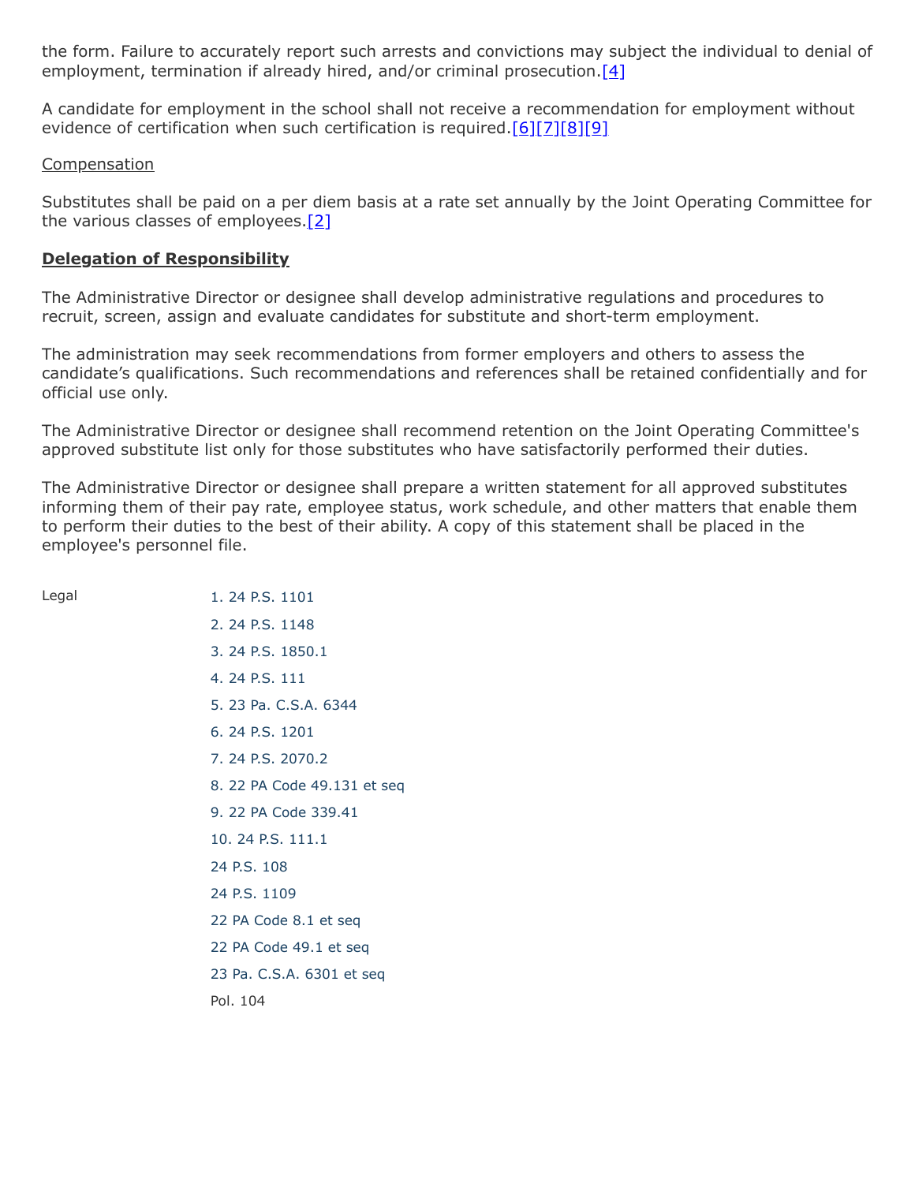the form. Failure to accurately report such arrests and convictions may subject the individual to denial of employment, termination if already hired, and/or criminal prosecution.[4]

A candidate for employment in the school shall not receive a recommendation for employment without evidence of certification when such certification is required.[6][7][8][9]

Compensation

Substitutes shall be paid on a per diem basis at a rate set annually by the Joint Operating Committee for the various classes of employees.[2]

**Delegation of Responsibility**

The Administrative Director or designee shall develop administrative regulations and procedures to recruit, screen, assign and evaluate candidates for substitute and short-term employment.

The administration may seek recommendations from former employers and others to assess the candidate's qualifications. Such recommendations and references shall be retained confidentially and for official use only.

The Administrative Director or designee shall recommend retention on the Joint Operating Committee's approved substitute list only for those substitutes who have satisfactorily performed their duties.

The Administrative Director or designee shall prepare a written statement for all approved substitutes informing them of their pay rate, employee status, work schedule, and other matters that enable them to perform their duties to the best of their ability. A copy of this statement shall be placed in the employee's personnel file.

Legal

1. 24 P.S. 1101
2. 24 P.S. 1148
3. 24 P.S. 1850.1
4. 24 P.S. 111
5. 23 Pa. C.S.A. 6344
6. 24 P.S. 1201
7. 24 P.S. 2070.2
8. 22 PA Code 49.131 et seq
9. 22 PA Code 339.41
10. 24 P.S. 111.1

24 P.S. 108

24 P.S. 1109

22 PA Code 8.1 et seq

22 PA Code 49.1 et seq

23 Pa. C.S.A. 6301 et seq

Pol. 104